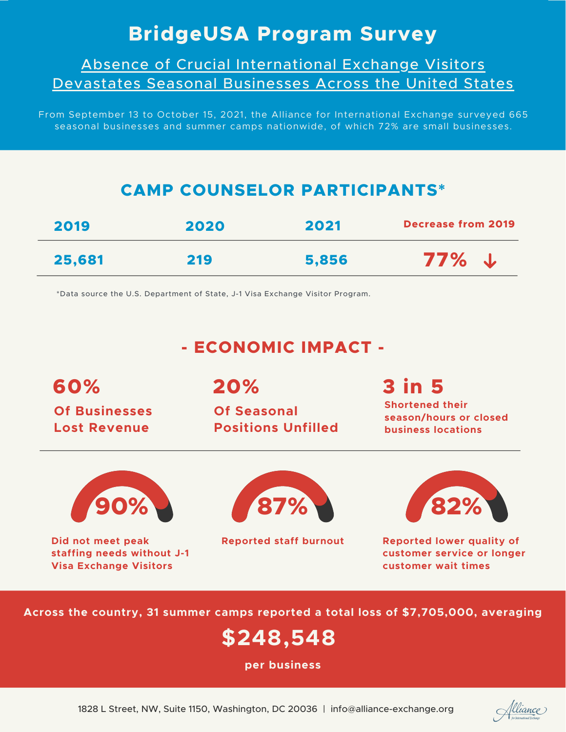# BridgeUSA Program Survey

## Absence of Crucial International Exchange Visitors Devastates Seasonal Businesses Across the United States

From September 13 to October 15, 2021, the Alliance for International Exchange surveyed 665 seasonal businesses and summer camps nationwide, of which 72% are small businesses.

## CAMP COUNSELOR PARTICIPANTS*

| 2019 | 2020 | 2021 | Decrease from 2019 |
|---|---|---|---|
| 25,681 | 219 | 5,856 | 77% ↓ |

*Data source the U.S. Department of State, J-1 Visa Exchange Visitor Program.

## - ECONOMIC IMPACT -

**60%**
Of Businesses Lost Revenue

**20%**
Of Seasonal Positions Unfilled

**3 in 5**
Shortened their season/hours or closed business locations

**90%**
Did not meet peak staffing needs without J-1 Visa Exchange Visitors

**87%**
Reported staff burnout

**82%**
Reported lower quality of customer service or longer customer wait times

Across the country, 31 summer camps reported a total loss of $7,705,000, averaging

**$248,548**

per business

1828 L Street, NW, Suite 1150, Washington, DC 20036 | info@alliance-exchange.org

Alliance for International Exchange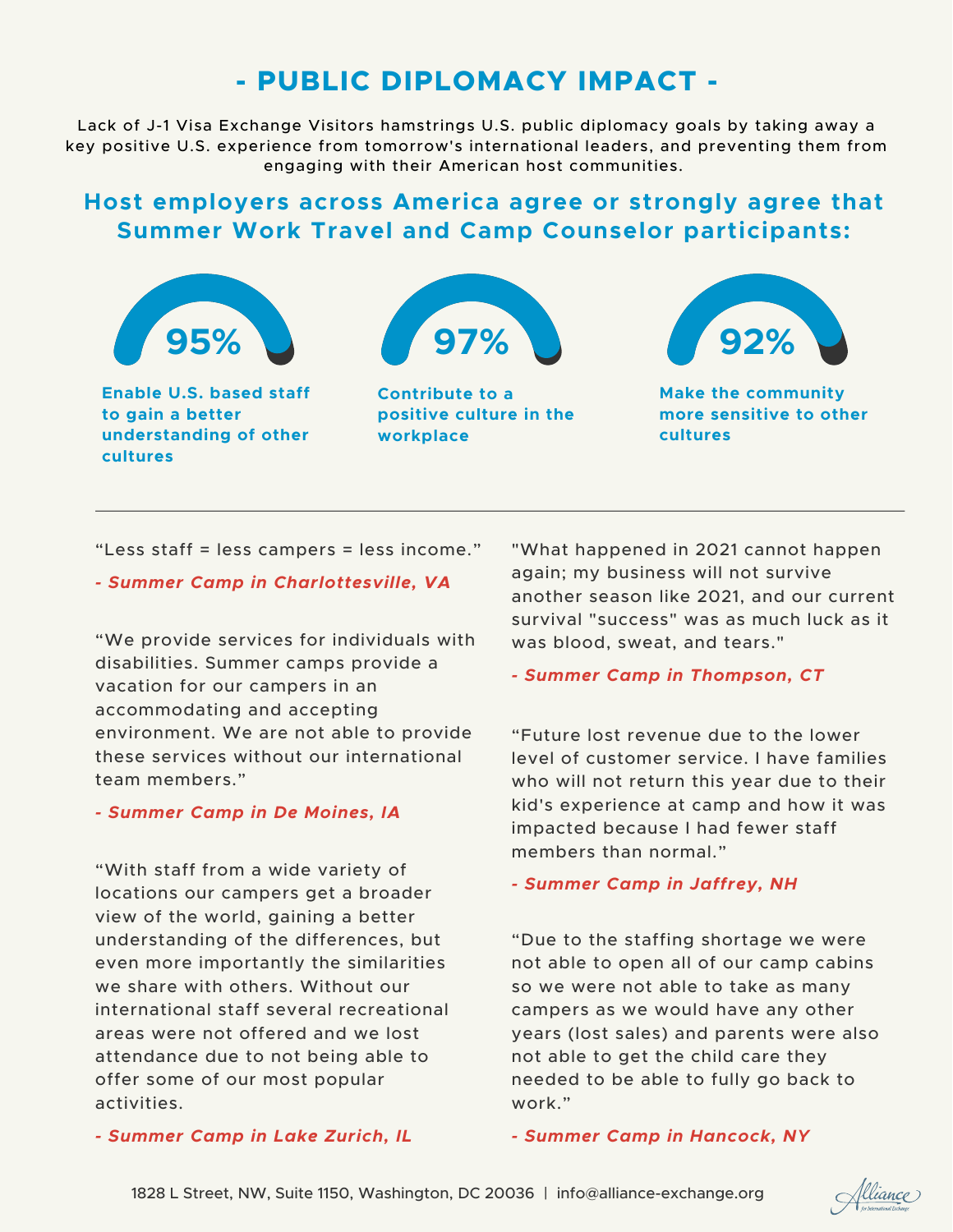# - PUBLIC DIPLOMACY IMPACT -

Lack of J-1 Visa Exchange Visitors hamstrings U.S. public diplomacy goals by taking away a key positive U.S. experience from tomorrow's international leaders, and preventing them from engaging with their American host communities.

## Host employers across America agree or strongly agree that Summer Work Travel and Camp Counselor participants:

95%

**Enable U.S. based staff to gain a better understanding of other cultures**

97%

**Contribute to a positive culture in the workplace**

92%

**Make the community more sensitive to other cultures**

---

"Less staff = less campers = less income."

***- Summer Camp in Charlottesville, VA***

"We provide services for individuals with disabilities. Summer camps provide a vacation for our campers in an accommodating and accepting environment. We are not able to provide these services without our international team members."

***- Summer Camp in De Moines, IA***

"With staff from a wide variety of locations our campers get a broader view of the world, gaining a better understanding of the differences, but even more importantly the similarities we share with others. Without our international staff several recreational areas were not offered and we lost attendance due to not being able to offer some of our most popular activities.

***- Summer Camp in Lake Zurich, IL***

"What happened in 2021 cannot happen again; my business will not survive another season like 2021, and our current survival "success" was as much luck as it was blood, sweat, and tears."

***- Summer Camp in Thompson, CT***

"Future lost revenue due to the lower level of customer service. I have families who will not return this year due to their kid's experience at camp and how it was impacted because I had fewer staff members than normal."

***- Summer Camp in Jaffrey, NH***

"Due to the staffing shortage we were not able to open all of our camp cabins so we were not able to take as many campers as we would have any other years (lost sales) and parents were also not able to get the child care they needed to be able to fully go back to work."

***- Summer Camp in Hancock, NY***

1828 L Street, NW, Suite 1150, Washington, DC 20036 | info@alliance-exchange.org